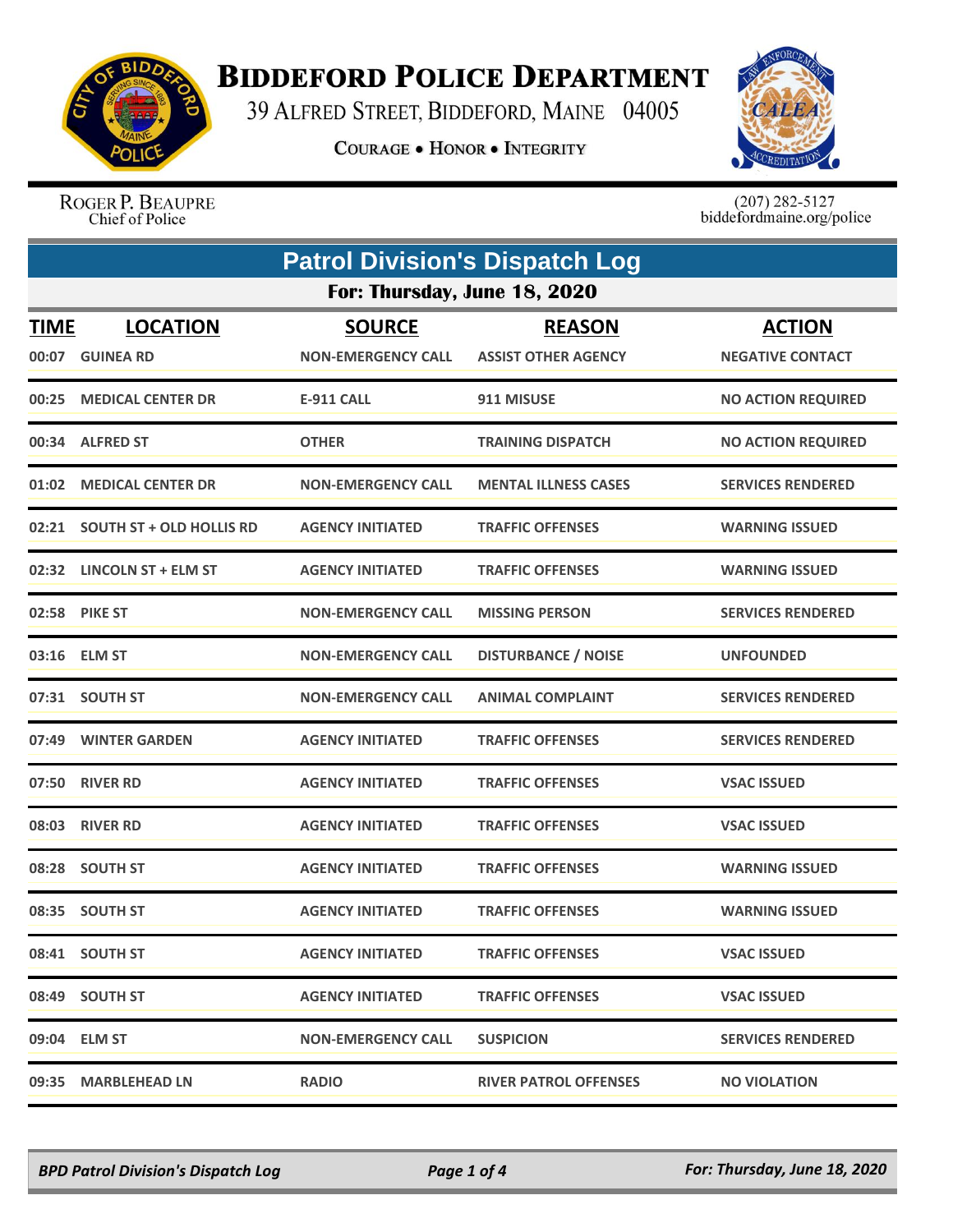# Biddeford Police Department

39 Alfred Street, Biddeford, Maine 04005

**Courage • Honor • Integrity**

Roger P. Beaupre
Chief of Police

(207) 282-5127
biddefordmaine.org/police

## Patrol Division's Dispatch Log

### For: Thursday, June 18, 2020

| TIME | LOCATION | SOURCE | REASON | ACTION |
|---|---|---|---|---|
| 00:07 | GUINEA RD | NON-EMERGENCY CALL | ASSIST OTHER AGENCY | NEGATIVE CONTACT |
| 00:25 | MEDICAL CENTER DR | E-911 CALL | 911 MISUSE | NO ACTION REQUIRED |
| 00:34 | ALFRED ST | OTHER | TRAINING DISPATCH | NO ACTION REQUIRED |
| 01:02 | MEDICAL CENTER DR | NON-EMERGENCY CALL | MENTAL ILLNESS CASES | SERVICES RENDERED |
| 02:21 | SOUTH ST + OLD HOLLIS RD | AGENCY INITIATED | TRAFFIC OFFENSES | WARNING ISSUED |
| 02:32 | LINCOLN ST + ELM ST | AGENCY INITIATED | TRAFFIC OFFENSES | WARNING ISSUED |
| 02:58 | PIKE ST | NON-EMERGENCY CALL | MISSING PERSON | SERVICES RENDERED |
| 03:16 | ELM ST | NON-EMERGENCY CALL | DISTURBANCE / NOISE | UNFOUNDED |
| 07:31 | SOUTH ST | NON-EMERGENCY CALL | ANIMAL COMPLAINT | SERVICES RENDERED |
| 07:49 | WINTER GARDEN | AGENCY INITIATED | TRAFFIC OFFENSES | SERVICES RENDERED |
| 07:50 | RIVER RD | AGENCY INITIATED | TRAFFIC OFFENSES | VSAC ISSUED |
| 08:03 | RIVER RD | AGENCY INITIATED | TRAFFIC OFFENSES | VSAC ISSUED |
| 08:28 | SOUTH ST | AGENCY INITIATED | TRAFFIC OFFENSES | WARNING ISSUED |
| 08:35 | SOUTH ST | AGENCY INITIATED | TRAFFIC OFFENSES | WARNING ISSUED |
| 08:41 | SOUTH ST | AGENCY INITIATED | TRAFFIC OFFENSES | VSAC ISSUED |
| 08:49 | SOUTH ST | AGENCY INITIATED | TRAFFIC OFFENSES | VSAC ISSUED |
| 09:04 | ELM ST | NON-EMERGENCY CALL | SUSPICION | SERVICES RENDERED |
| 09:35 | MARBLEHEAD LN | RADIO | RIVER PATROL OFFENSES | NO VIOLATION |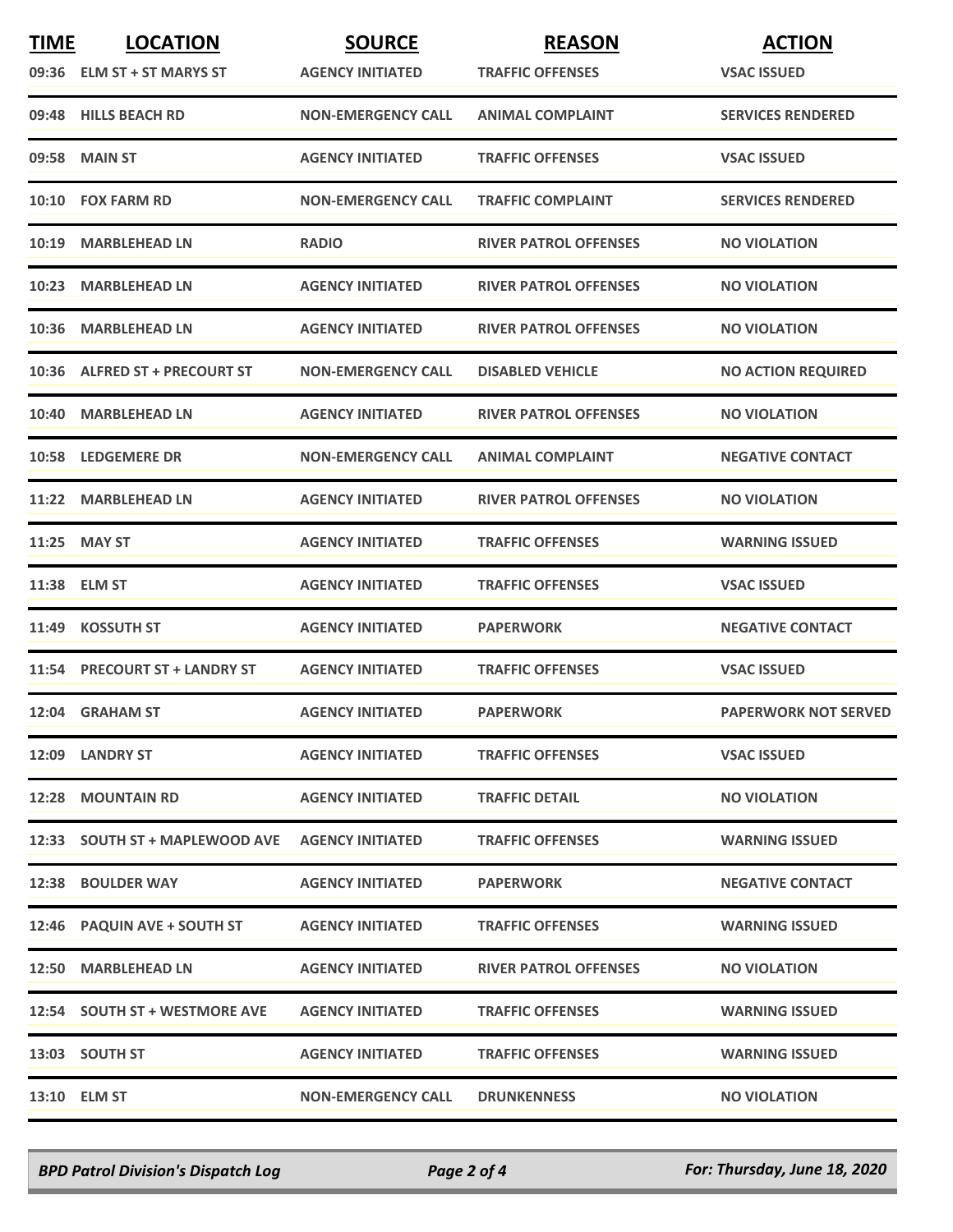| TIME | LOCATION | SOURCE | REASON | ACTION |
|---|---|---|---|---|
| 09:36 | ELM ST + ST MARYS ST | AGENCY INITIATED | TRAFFIC OFFENSES | VSAC ISSUED |
| 09:48 | HILLS BEACH RD | NON-EMERGENCY CALL | ANIMAL COMPLAINT | SERVICES RENDERED |
| 09:58 | MAIN ST | AGENCY INITIATED | TRAFFIC OFFENSES | VSAC ISSUED |
| 10:10 | FOX FARM RD | NON-EMERGENCY CALL | TRAFFIC COMPLAINT | SERVICES RENDERED |
| 10:19 | MARBLEHEAD LN | RADIO | RIVER PATROL OFFENSES | NO VIOLATION |
| 10:23 | MARBLEHEAD LN | AGENCY INITIATED | RIVER PATROL OFFENSES | NO VIOLATION |
| 10:36 | MARBLEHEAD LN | AGENCY INITIATED | RIVER PATROL OFFENSES | NO VIOLATION |
| 10:36 | ALFRED ST + PRECOURT ST | NON-EMERGENCY CALL | DISABLED VEHICLE | NO ACTION REQUIRED |
| 10:40 | MARBLEHEAD LN | AGENCY INITIATED | RIVER PATROL OFFENSES | NO VIOLATION |
| 10:58 | LEDGEMERE DR | NON-EMERGENCY CALL | ANIMAL COMPLAINT | NEGATIVE CONTACT |
| 11:22 | MARBLEHEAD LN | AGENCY INITIATED | RIVER PATROL OFFENSES | NO VIOLATION |
| 11:25 | MAY ST | AGENCY INITIATED | TRAFFIC OFFENSES | WARNING ISSUED |
| 11:38 | ELM ST | AGENCY INITIATED | TRAFFIC OFFENSES | VSAC ISSUED |
| 11:49 | KOSSUTH ST | AGENCY INITIATED | PAPERWORK | NEGATIVE CONTACT |
| 11:54 | PRECOURT ST + LANDRY ST | AGENCY INITIATED | TRAFFIC OFFENSES | VSAC ISSUED |
| 12:04 | GRAHAM ST | AGENCY INITIATED | PAPERWORK | PAPERWORK NOT SERVED |
| 12:09 | LANDRY ST | AGENCY INITIATED | TRAFFIC OFFENSES | VSAC ISSUED |
| 12:28 | MOUNTAIN RD | AGENCY INITIATED | TRAFFIC DETAIL | NO VIOLATION |
| 12:33 | SOUTH ST + MAPLEWOOD AVE | AGENCY INITIATED | TRAFFIC OFFENSES | WARNING ISSUED |
| 12:38 | BOULDER WAY | AGENCY INITIATED | PAPERWORK | NEGATIVE CONTACT |
| 12:46 | PAQUIN AVE + SOUTH ST | AGENCY INITIATED | TRAFFIC OFFENSES | WARNING ISSUED |
| 12:50 | MARBLEHEAD LN | AGENCY INITIATED | RIVER PATROL OFFENSES | NO VIOLATION |
| 12:54 | SOUTH ST + WESTMORE AVE | AGENCY INITIATED | TRAFFIC OFFENSES | WARNING ISSUED |
| 13:03 | SOUTH ST | AGENCY INITIATED | TRAFFIC OFFENSES | WARNING ISSUED |
| 13:10 | ELM ST | NON-EMERGENCY CALL | DRUNKENNESS | NO VIOLATION |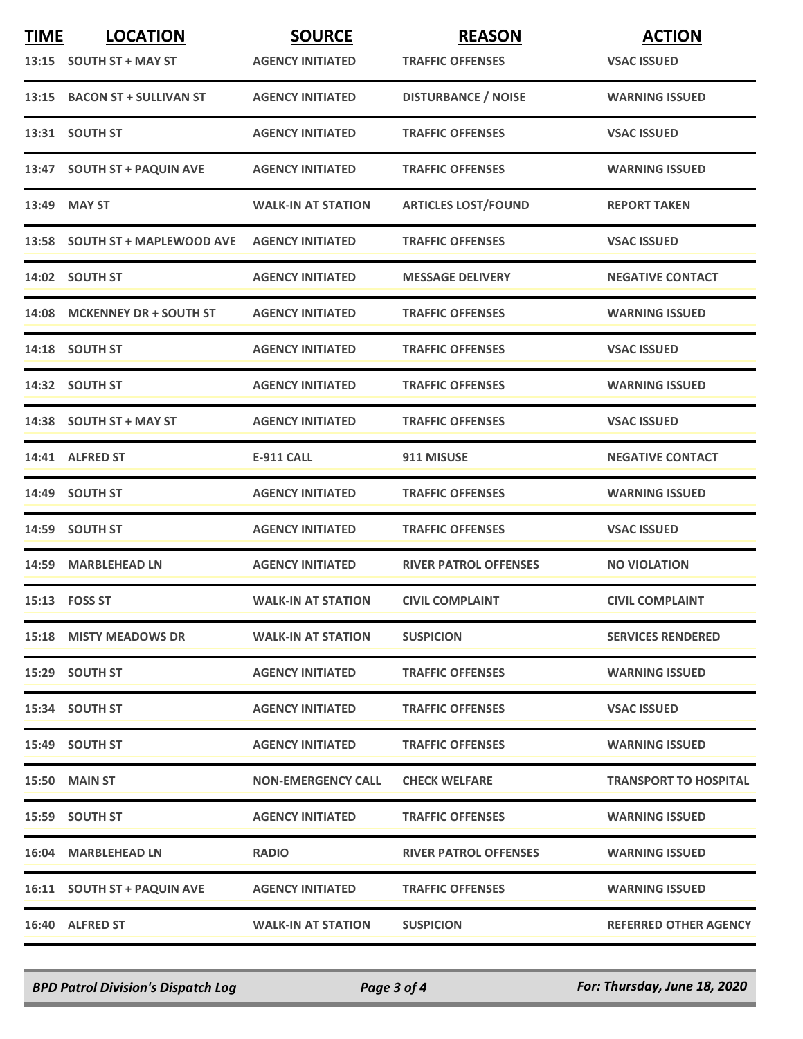| TIME | LOCATION | SOURCE | REASON | ACTION |
|---|---|---|---|---|
| 13:15 | SOUTH ST + MAY ST | AGENCY INITIATED | TRAFFIC OFFENSES | VSAC ISSUED |
| 13:15 | BACON ST + SULLIVAN ST | AGENCY INITIATED | DISTURBANCE / NOISE | WARNING ISSUED |
| 13:31 | SOUTH ST | AGENCY INITIATED | TRAFFIC OFFENSES | VSAC ISSUED |
| 13:47 | SOUTH ST + PAQUIN AVE | AGENCY INITIATED | TRAFFIC OFFENSES | WARNING ISSUED |
| 13:49 | MAY ST | WALK-IN AT STATION | ARTICLES LOST/FOUND | REPORT TAKEN |
| 13:58 | SOUTH ST + MAPLEWOOD AVE | AGENCY INITIATED | TRAFFIC OFFENSES | VSAC ISSUED |
| 14:02 | SOUTH ST | AGENCY INITIATED | MESSAGE DELIVERY | NEGATIVE CONTACT |
| 14:08 | MCKENNEY DR + SOUTH ST | AGENCY INITIATED | TRAFFIC OFFENSES | WARNING ISSUED |
| 14:18 | SOUTH ST | AGENCY INITIATED | TRAFFIC OFFENSES | VSAC ISSUED |
| 14:32 | SOUTH ST | AGENCY INITIATED | TRAFFIC OFFENSES | WARNING ISSUED |
| 14:38 | SOUTH ST + MAY ST | AGENCY INITIATED | TRAFFIC OFFENSES | VSAC ISSUED |
| 14:41 | ALFRED ST | E-911 CALL | 911 MISUSE | NEGATIVE CONTACT |
| 14:49 | SOUTH ST | AGENCY INITIATED | TRAFFIC OFFENSES | WARNING ISSUED |
| 14:59 | SOUTH ST | AGENCY INITIATED | TRAFFIC OFFENSES | VSAC ISSUED |
| 14:59 | MARBLEHEAD LN | AGENCY INITIATED | RIVER PATROL OFFENSES | NO VIOLATION |
| 15:13 | FOSS ST | WALK-IN AT STATION | CIVIL COMPLAINT | CIVIL COMPLAINT |
| 15:18 | MISTY MEADOWS DR | WALK-IN AT STATION | SUSPICION | SERVICES RENDERED |
| 15:29 | SOUTH ST | AGENCY INITIATED | TRAFFIC OFFENSES | WARNING ISSUED |
| 15:34 | SOUTH ST | AGENCY INITIATED | TRAFFIC OFFENSES | VSAC ISSUED |
| 15:49 | SOUTH ST | AGENCY INITIATED | TRAFFIC OFFENSES | WARNING ISSUED |
| 15:50 | MAIN ST | NON-EMERGENCY CALL | CHECK WELFARE | TRANSPORT TO HOSPITAL |
| 15:59 | SOUTH ST | AGENCY INITIATED | TRAFFIC OFFENSES | WARNING ISSUED |
| 16:04 | MARBLEHEAD LN | RADIO | RIVER PATROL OFFENSES | WARNING ISSUED |
| 16:11 | SOUTH ST + PAQUIN AVE | AGENCY INITIATED | TRAFFIC OFFENSES | WARNING ISSUED |
| 16:40 | ALFRED ST | WALK-IN AT STATION | SUSPICION | REFERRED OTHER AGENCY |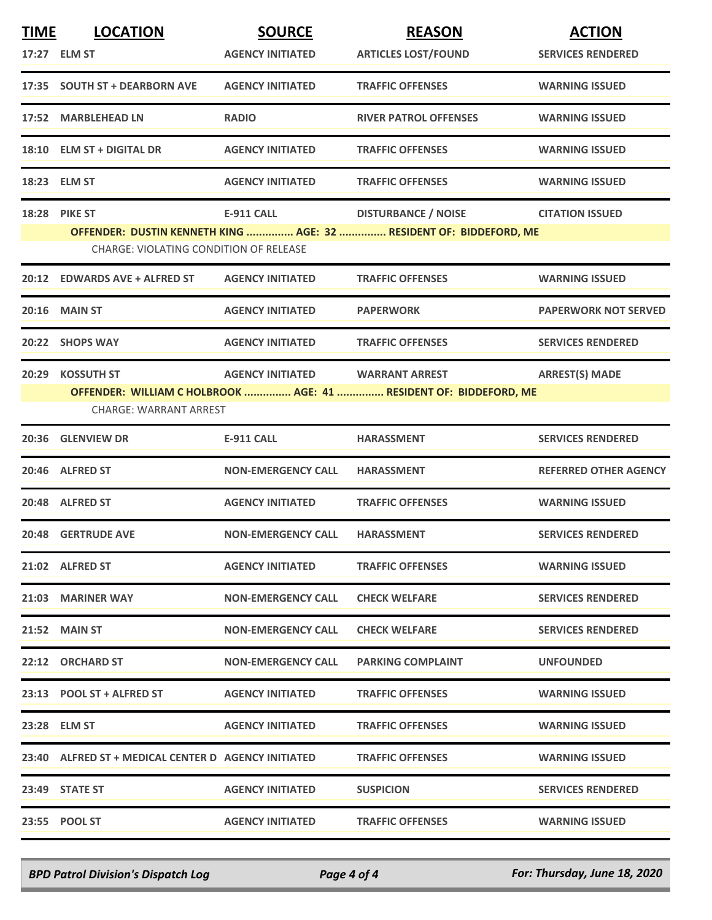| TIME | LOCATION | SOURCE | REASON | ACTION |
| --- | --- | --- | --- | --- |
| 17:27 | ELM ST | AGENCY INITIATED | ARTICLES LOST/FOUND | SERVICES RENDERED |
| 17:35 | SOUTH ST + DEARBORN AVE | AGENCY INITIATED | TRAFFIC OFFENSES | WARNING ISSUED |
| 17:52 | MARBLEHEAD LN | RADIO | RIVER PATROL OFFENSES | WARNING ISSUED |
| 18:10 | ELM ST + DIGITAL DR | AGENCY INITIATED | TRAFFIC OFFENSES | WARNING ISSUED |
| 18:23 | ELM ST | AGENCY INITIATED | TRAFFIC OFFENSES | WARNING ISSUED |
| 18:28 | PIKE ST | E-911 CALL | DISTURBANCE / NOISE | CITATION ISSUED |
| | OFFENDER: DUSTIN KENNETH KING ............... AGE: 32 ............... RESIDENT OF: BIDDEFORD, ME | | | |
| | CHARGE: VIOLATING CONDITION OF RELEASE | | | |
| 20:12 | EDWARDS AVE + ALFRED ST | AGENCY INITIATED | TRAFFIC OFFENSES | WARNING ISSUED |
| 20:16 | MAIN ST | AGENCY INITIATED | PAPERWORK | PAPERWORK NOT SERVED |
| 20:22 | SHOPS WAY | AGENCY INITIATED | TRAFFIC OFFENSES | SERVICES RENDERED |
| 20:29 | KOSSUTH ST | AGENCY INITIATED | WARRANT ARREST | ARREST(S) MADE |
| | OFFENDER: WILLIAM C HOLBROOK ............... AGE: 41 ............... RESIDENT OF: BIDDEFORD, ME | | | |
| | CHARGE: WARRANT ARREST | | | |
| 20:36 | GLENVIEW DR | E-911 CALL | HARASSMENT | SERVICES RENDERED |
| 20:46 | ALFRED ST | NON-EMERGENCY CALL | HARASSMENT | REFERRED OTHER AGENCY |
| 20:48 | ALFRED ST | AGENCY INITIATED | TRAFFIC OFFENSES | WARNING ISSUED |
| 20:48 | GERTRUDE AVE | NON-EMERGENCY CALL | HARASSMENT | SERVICES RENDERED |
| 21:02 | ALFRED ST | AGENCY INITIATED | TRAFFIC OFFENSES | WARNING ISSUED |
| 21:03 | MARINER WAY | NON-EMERGENCY CALL | CHECK WELFARE | SERVICES RENDERED |
| 21:52 | MAIN ST | NON-EMERGENCY CALL | CHECK WELFARE | SERVICES RENDERED |
| 22:12 | ORCHARD ST | NON-EMERGENCY CALL | PARKING COMPLAINT | UNFOUNDED |
| 23:13 | POOL ST + ALFRED ST | AGENCY INITIATED | TRAFFIC OFFENSES | WARNING ISSUED |
| 23:28 | ELM ST | AGENCY INITIATED | TRAFFIC OFFENSES | WARNING ISSUED |
| 23:40 | ALFRED ST + MEDICAL CENTER D | AGENCY INITIATED | TRAFFIC OFFENSES | WARNING ISSUED |
| 23:49 | STATE ST | AGENCY INITIATED | SUSPICION | SERVICES RENDERED |
| 23:55 | POOL ST | AGENCY INITIATED | TRAFFIC OFFENSES | WARNING ISSUED |

*BPD Patrol Division's Dispatch Log* — *For: Thursday, June 18, 2020*